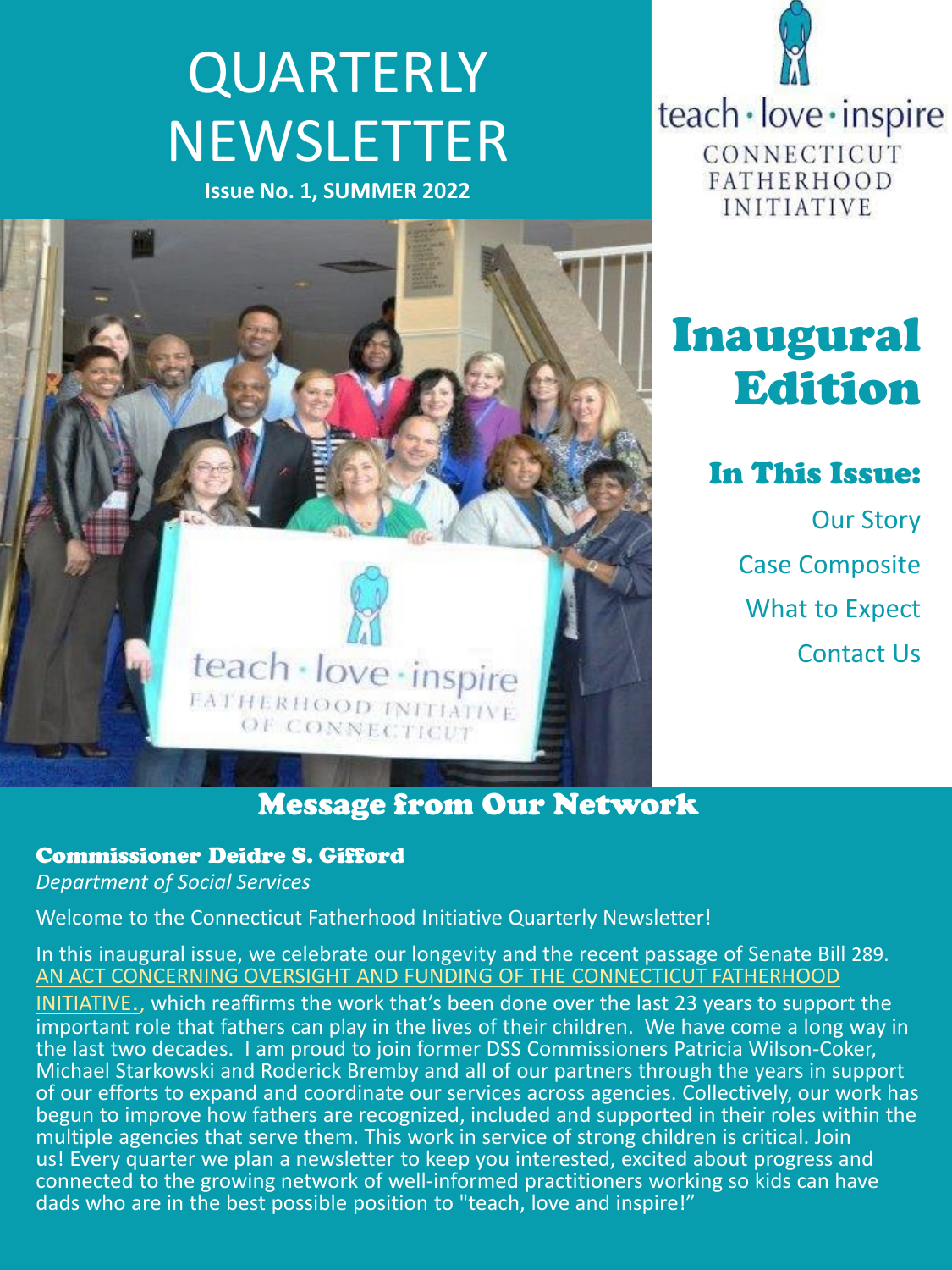# QUARTERLY NEWSLETTER

**Issue No. 1, SUMMER 2022**

teach · love · inspire
CONNECTICUT FATHERHOOD INITIATIVE

# Inaugural Edition

## In This Issue:

- Our Story
- Case Composite
- What to Expect
- Contact Us

## Message from Our Network

### Commissioner Deidre S. Gifford

*Department of Social Services*

Welcome to the Connecticut Fatherhood Initiative Quarterly Newsletter!

In this inaugural issue, we celebrate our longevity and the recent passage of Senate Bill 289. AN ACT CONCERNING OVERSIGHT AND FUNDING OF THE CONNECTICUT FATHERHOOD INITIATIVE., which reaffirms the work that's been done over the last 23 years to support the important role that fathers can play in the lives of their children. We have come a long way in the last two decades. I am proud to join former DSS Commissioners Patricia Wilson-Coker, Michael Starkowski and Roderick Bremby and all of our partners through the years in support of our efforts to expand and coordinate our services across agencies. Collectively, our work has begun to improve how fathers are recognized, included and supported in their roles within the multiple agencies that serve them. This work in service of strong children is critical. Join us! Every quarter we plan a newsletter to keep you interested, excited about progress and connected to the growing network of well-informed practitioners working so kids can have dads who are in the best possible position to "teach, love and inspire!"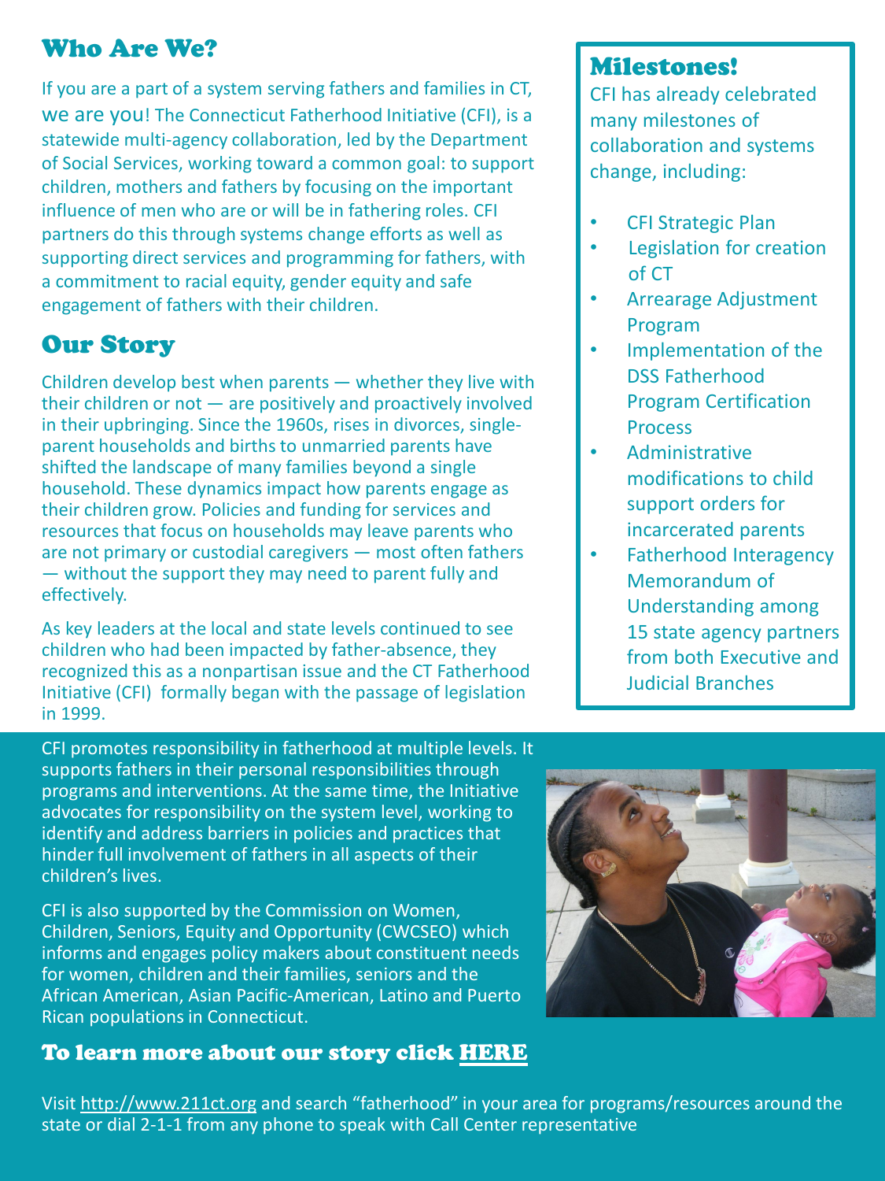## Who Are We?

If you are a part of a system serving fathers and families in CT, we are you! The Connecticut Fatherhood Initiative (CFI), is a statewide multi-agency collaboration, led by the Department of Social Services, working toward a common goal: to support children, mothers and fathers by focusing on the important influence of men who are or will be in fathering roles. CFI partners do this through systems change efforts as well as supporting direct services and programming for fathers, with a commitment to racial equity, gender equity and safe engagement of fathers with their children.

## Our Story

Children develop best when parents — whether they live with their children or not — are positively and proactively involved in their upbringing. Since the 1960s, rises in divorces, single-parent households and births to unmarried parents have shifted the landscape of many families beyond a single household. These dynamics impact how parents engage as their children grow. Policies and funding for services and resources that focus on households may leave parents who are not primary or custodial caregivers — most often fathers — without the support they may need to parent fully and effectively.

As key leaders at the local and state levels continued to see children who had been impacted by father-absence, they recognized this as a nonpartisan issue and the CT Fatherhood Initiative (CFI) formally began with the passage of legislation in 1999.

## Milestones!

CFI has already celebrated many milestones of collaboration and systems change, including:

- CFI Strategic Plan
- Legislation for creation of CT
- Arrearage Adjustment Program
- Implementation of the DSS Fatherhood Program Certification Process
- Administrative modifications to child support orders for incarcerated parents
- Fatherhood Interagency Memorandum of Understanding among 15 state agency partners from both Executive and Judicial Branches

CFI promotes responsibility in fatherhood at multiple levels. It supports fathers in their personal responsibilities through programs and interventions. At the same time, the Initiative advocates for responsibility on the system level, working to identify and address barriers in policies and practices that hinder full involvement of fathers in all aspects of their children's lives.

CFI is also supported by the Commission on Women, Children, Seniors, Equity and Opportunity (CWCSEO) which informs and engages policy makers about constituent needs for women, children and their families, seniors and the African American, Asian Pacific-American, Latino and Puerto Rican populations in Connecticut.

### To learn more about our story click HERE

Visit http://www.211ct.org and search "fatherhood" in your area for programs/resources around the state or dial 2-1-1 from any phone to speak with Call Center representative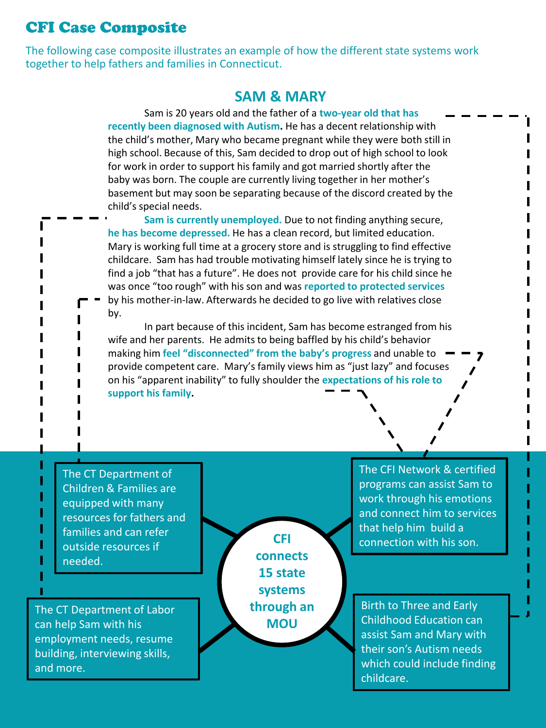# CFI Case Composite

The following case composite illustrates an example of how the different state systems work together to help fathers and families in Connecticut.

## SAM & MARY

Sam is 20 years old and the father of a **two-year old that has recently been diagnosed with Autism.** He has a decent relationship with the child's mother, Mary who became pregnant while they were both still in high school. Because of this, Sam decided to drop out of high school to look for work in order to support his family and got married shortly after the baby was born. The couple are currently living together in her mother's basement but may soon be separating because of the discord created by the child's special needs.

**Sam is currently unemployed.** Due to not finding anything secure, **he has become depressed.** He has a clean record, but limited education. Mary is working full time at a grocery store and is struggling to find effective childcare. Sam has had trouble motivating himself lately since he is trying to find a job "that has a future". He does not provide care for his child since he was once "too rough" with his son and was **reported to protected services** by his mother-in-law. Afterwards he decided to go live with relatives close by.

In part because of this incident, Sam has become estranged from his wife and her parents. He admits to being baffled by his child's behavior making him **feel "disconnected" from the baby's progress** and unable to provide competent care. Mary's family views him as "just lazy" and focuses on his "apparent inability" to fully shoulder the **expectations of his role to support his family.**

**CFI connects 15 state systems through an MOU**

- The CT Department of Children & Families are equipped with many resources for fathers and families and can refer outside resources if needed.
- The CT Department of Labor can help Sam with his employment needs, resume building, interviewing skills, and more.
- The CFI Network & certified programs can assist Sam to work through his emotions and connect him to services that help him build a connection with his son.
- Birth to Three and Early Childhood Education can assist Sam and Mary with their son's Autism needs which could include finding childcare.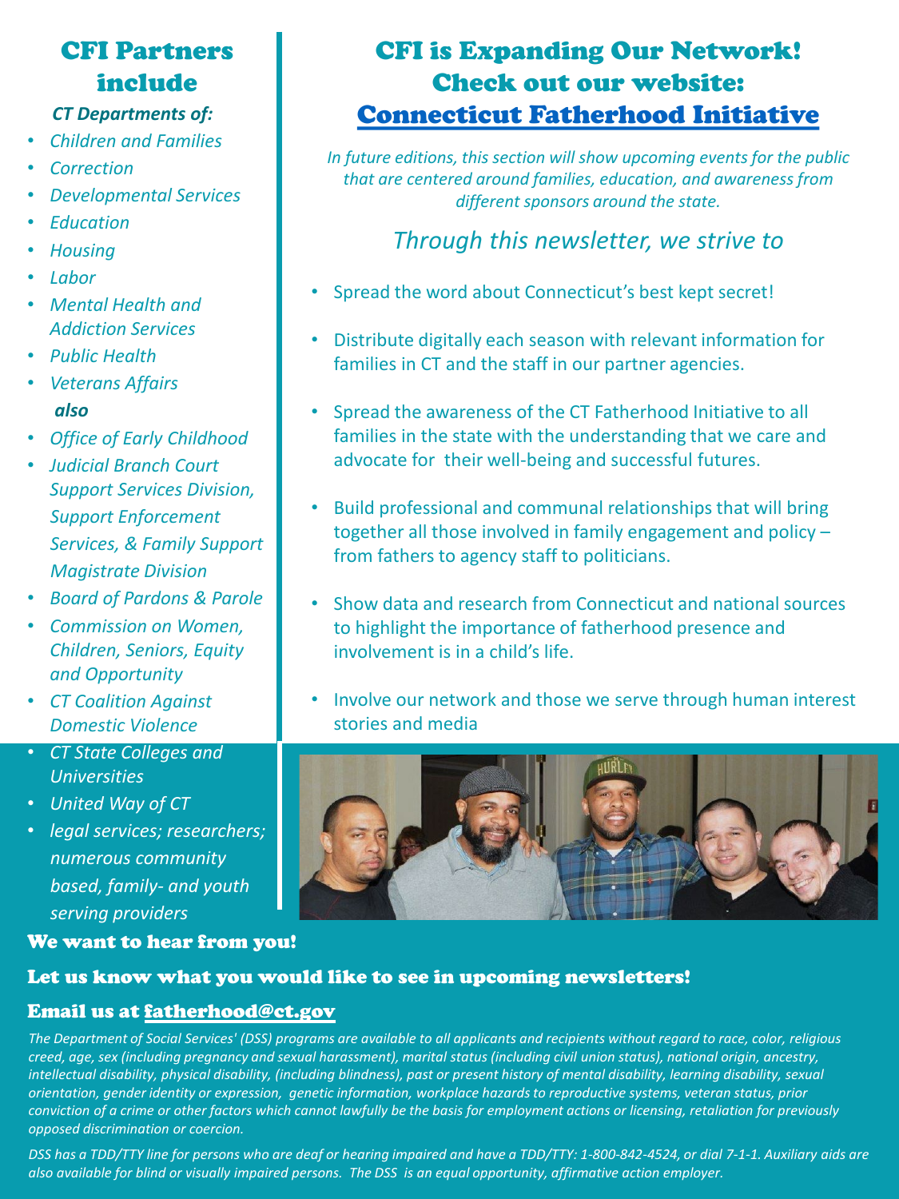## CFI Partners include

***CT Departments of:***

- *Children and Families*
- *Correction*
- *Developmental Services*
- *Education*
- *Housing*
- *Labor*
- *Mental Health and Addiction Services*
- *Public Health*
- *Veterans Affairs*

***also***

- *Office of Early Childhood*
- *Judicial Branch Court Support Services Division, Support Enforcement Services, & Family Support Magistrate Division*
- *Board of Pardons & Parole*
- *Commission on Women, Children, Seniors, Equity and Opportunity*
- *CT Coalition Against Domestic Violence*
- *CT State Colleges and Universities*
- *United Way of CT*
- *legal services; researchers; numerous community based, family- and youth serving providers*

## CFI is Expanding Our Network! Check out our website: [Connecticut Fatherhood Initiative]()

*In future editions, this section will show upcoming events for the public that are centered around families, education, and awareness from different sponsors around the state.*

### *Through this newsletter, we strive to*

- Spread the word about Connecticut's best kept secret!
- Distribute digitally each season with relevant information for families in CT and the staff in our partner agencies.
- Spread the awareness of the CT Fatherhood Initiative to all families in the state with the understanding that we care and advocate for their well-being and successful futures.
- Build professional and communal relationships that will bring together all those involved in family engagement and policy – from fathers to agency staff to politicians.
- Show data and research from Connecticut and national sources to highlight the importance of fatherhood presence and involvement is in a child's life.
- Involve our network and those we serve through human interest stories and media

**We want to hear from you!**

**Let us know what you would like to see in upcoming newsletters!**

**Email us at fatherhood@ct.gov**

*The Department of Social Services' (DSS) programs are available to all applicants and recipients without regard to race, color, religious creed, age, sex (including pregnancy and sexual harassment), marital status (including civil union status), national origin, ancestry, intellectual disability, physical disability, (including blindness), past or present history of mental disability, learning disability, sexual orientation, gender identity or expression, genetic information, workplace hazards to reproductive systems, veteran status, prior conviction of a crime or other factors which cannot lawfully be the basis for employment actions or licensing, retaliation for previously opposed discrimination or coercion.*

*DSS has a TDD/TTY line for persons who are deaf or hearing impaired and have a TDD/TTY: 1-800-842-4524, or dial 7-1-1. Auxiliary aids are also available for blind or visually impaired persons. The DSS is an equal opportunity, affirmative action employer.*